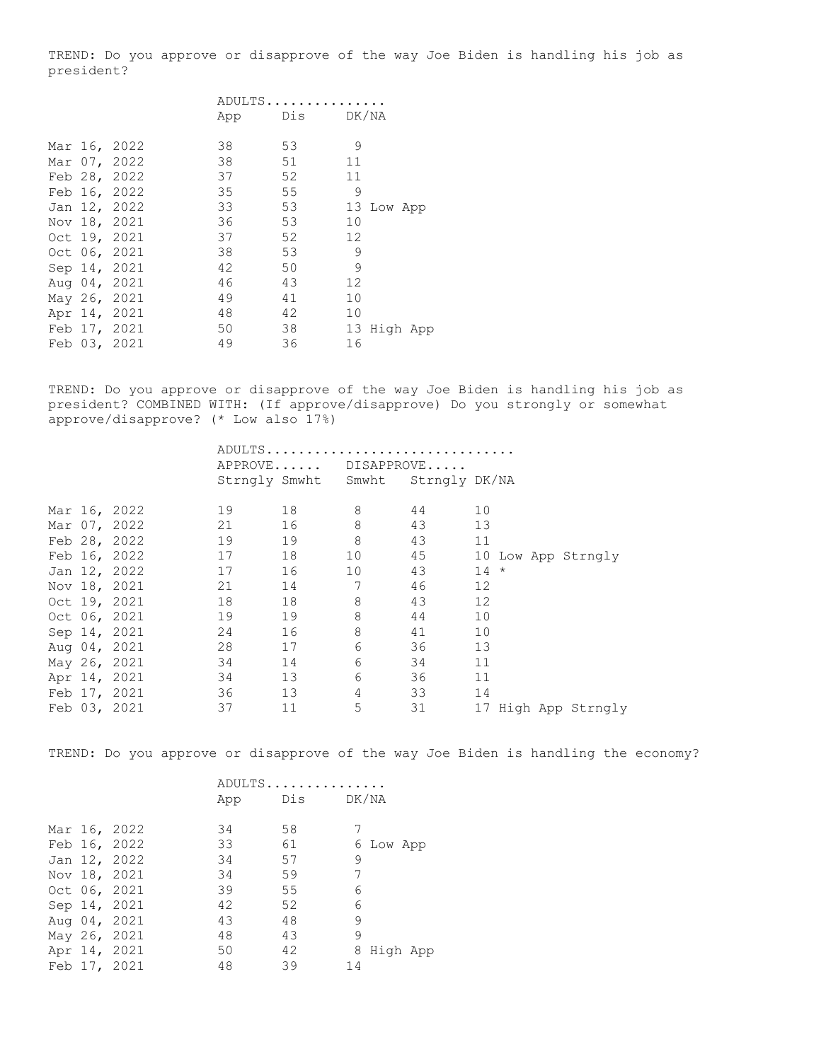TREND: Do you approve or disapprove of the way Joe Biden is handling his job as president?

| | ADULTS............... | | | |
|---|---|---|---|---|
| | App | Dis | DK/NA | |
| Mar 16, 2022 | 38 | 53 | 9 | |
| Mar 07, 2022 | 38 | 51 | 11 | |
| Feb 28, 2022 | 37 | 52 | 11 | |
| Feb 16, 2022 | 35 | 55 | 9 | |
| Jan 12, 2022 | 33 | 53 | 13 | Low App |
| Nov 18, 2021 | 36 | 53 | 10 | |
| Oct 19, 2021 | 37 | 52 | 12 | |
| Oct 06, 2021 | 38 | 53 | 9 | |
| Sep 14, 2021 | 42 | 50 | 9 | |
| Aug 04, 2021 | 46 | 43 | 12 | |
| May 26, 2021 | 49 | 41 | 10 | |
| Apr 14, 2021 | 48 | 42 | 10 | |
| Feb 17, 2021 | 50 | 38 | 13 | High App |
| Feb 03, 2021 | 49 | 36 | 16 | |

TREND: Do you approve or disapprove of the way Joe Biden is handling his job as president? COMBINED WITH: (If approve/disapprove) Do you strongly or somewhat approve/disapprove? (* Low also 17%)

| | ADULTS.............................. | | | | | |
|---|---|---|---|---|---|---|
| | APPROVE...... | | DISAPPROVE..... | | | |
| | Strngly | Smwht | Smwht | Strngly | DK/NA | |
| Mar 16, 2022 | 19 | 18 | 8 | 44 | 10 | |
| Mar 07, 2022 | 21 | 16 | 8 | 43 | 13 | |
| Feb 28, 2022 | 19 | 19 | 8 | 43 | 11 | |
| Feb 16, 2022 | 17 | 18 | 10 | 45 | 10 | Low App Strngly |
| Jan 12, 2022 | 17 | 16 | 10 | 43 | 14 | * |
| Nov 18, 2021 | 21 | 14 | 7 | 46 | 12 | |
| Oct 19, 2021 | 18 | 18 | 8 | 43 | 12 | |
| Oct 06, 2021 | 19 | 19 | 8 | 44 | 10 | |
| Sep 14, 2021 | 24 | 16 | 8 | 41 | 10 | |
| Aug 04, 2021 | 28 | 17 | 6 | 36 | 13 | |
| May 26, 2021 | 34 | 14 | 6 | 34 | 11 | |
| Apr 14, 2021 | 34 | 13 | 6 | 36 | 11 | |
| Feb 17, 2021 | 36 | 13 | 4 | 33 | 14 | |
| Feb 03, 2021 | 37 | 11 | 5 | 31 | 17 | High App Strngly |

TREND: Do you approve or disapprove of the way Joe Biden is handling the economy?

| | ADULTS............... | | | |
|---|---|---|---|---|
| | App | Dis | DK/NA | |
| Mar 16, 2022 | 34 | 58 | 7 | |
| Feb 16, 2022 | 33 | 61 | 6 | Low App |
| Jan 12, 2022 | 34 | 57 | 9 | |
| Nov 18, 2021 | 34 | 59 | 7 | |
| Oct 06, 2021 | 39 | 55 | 6 | |
| Sep 14, 2021 | 42 | 52 | 6 | |
| Aug 04, 2021 | 43 | 48 | 9 | |
| May 26, 2021 | 48 | 43 | 9 | |
| Apr 14, 2021 | 50 | 42 | 8 | High App |
| Feb 17, 2021 | 48 | 39 | 14 | |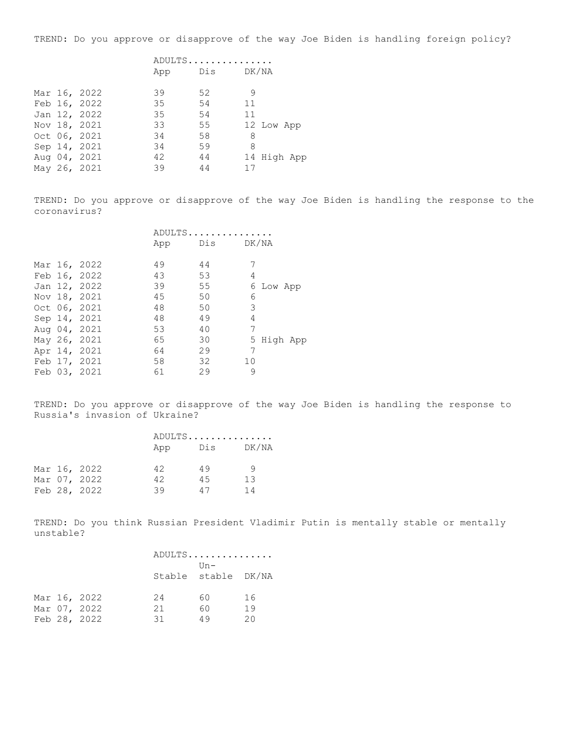TREND: Do you approve or disapprove of the way Joe Biden is handling foreign policy?

| | ADULTS............... | | | |
|---|---|---|---|---|
| | App | Dis | DK/NA | |
| Mar 16, 2022 | 39 | 52 | 9 | |
| Feb 16, 2022 | 35 | 54 | 11 | |
| Jan 12, 2022 | 35 | 54 | 11 | |
| Nov 18, 2021 | 33 | 55 | 12 | Low App |
| Oct 06, 2021 | 34 | 58 | 8 | |
| Sep 14, 2021 | 34 | 59 | 8 | |
| Aug 04, 2021 | 42 | 44 | 14 | High App |
| May 26, 2021 | 39 | 44 | 17 | |

TREND: Do you approve or disapprove of the way Joe Biden is handling the response to the coronavirus?

| | ADULTS............... | | | |
|---|---|---|---|---|
| | App | Dis | DK/NA | |
| Mar 16, 2022 | 49 | 44 | 7 | |
| Feb 16, 2022 | 43 | 53 | 4 | |
| Jan 12, 2022 | 39 | 55 | 6 | Low App |
| Nov 18, 2021 | 45 | 50 | 6 | |
| Oct 06, 2021 | 48 | 50 | 3 | |
| Sep 14, 2021 | 48 | 49 | 4 | |
| Aug 04, 2021 | 53 | 40 | 7 | |
| May 26, 2021 | 65 | 30 | 5 | High App |
| Apr 14, 2021 | 64 | 29 | 7 | |
| Feb 17, 2021 | 58 | 32 | 10 | |
| Feb 03, 2021 | 61 | 29 | 9 | |

TREND: Do you approve or disapprove of the way Joe Biden is handling the response to Russia's invasion of Ukraine?

| | ADULTS............... | | |
|---|---|---|---|
| | App | Dis | DK/NA |
| Mar 16, 2022 | 42 | 49 | 9 |
| Mar 07, 2022 | 42 | 45 | 13 |
| Feb 28, 2022 | 39 | 47 | 14 |

TREND: Do you think Russian President Vladimir Putin is mentally stable or mentally unstable?

| | ADULTS............... | | |
|---|---|---|---|
| | Stable | Un-stable | DK/NA |
| Mar 16, 2022 | 24 | 60 | 16 |
| Mar 07, 2022 | 21 | 60 | 19 |
| Feb 28, 2022 | 31 | 49 | 20 |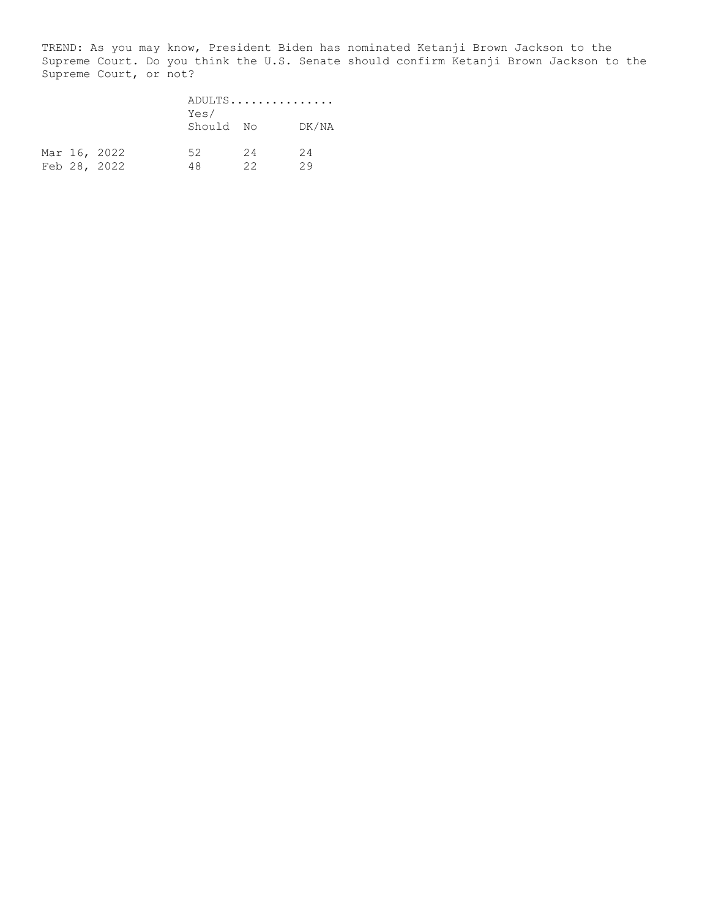TREND: As you may know, President Biden has nominated Ketanji Brown Jackson to the Supreme Court. Do you think the U.S. Senate should confirm Ketanji Brown Jackson to the Supreme Court, or not?

| | ADULTS............... | | |
|---|---|---|---|
| | Yes/ Should | No | DK/NA |
| Mar 16, 2022 | 52 | 24 | 24 |
| Feb 28, 2022 | 48 | 22 | 29 |